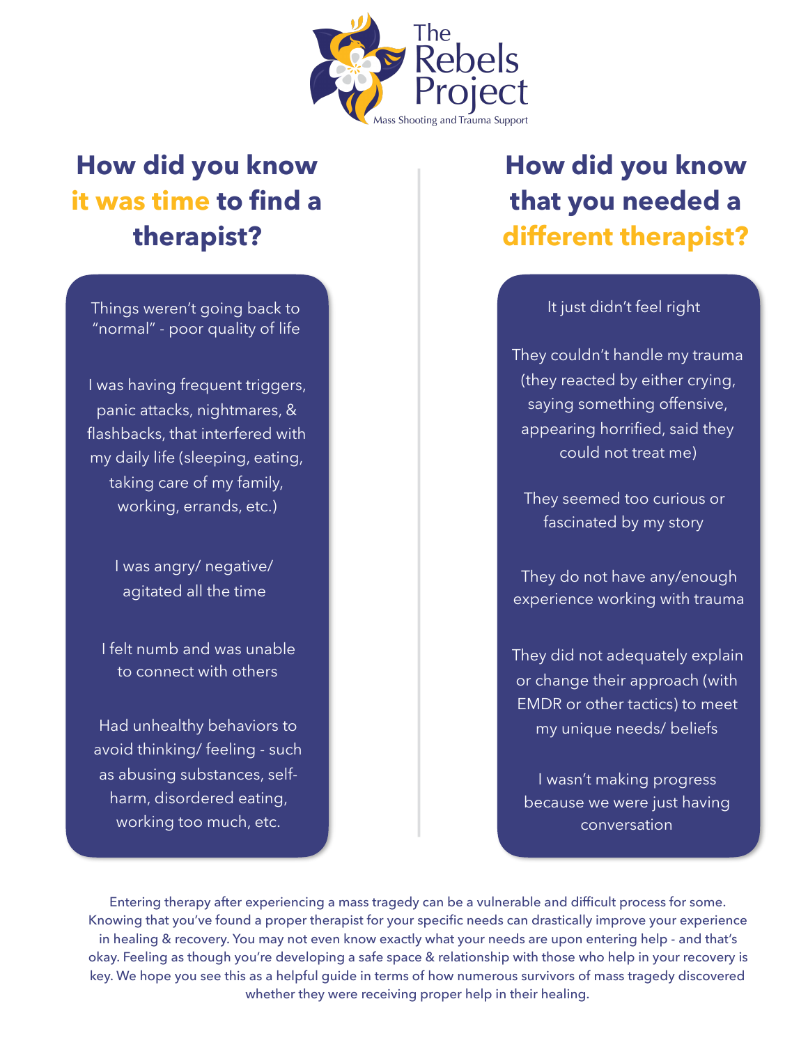The Rebels Project

Mass Shooting and Trauma Support

## How did you know it was time to find a therapist?

- Things weren't going back to "normal" - poor quality of life
- I was having frequent triggers, panic attacks, nightmares, & flashbacks, that interfered with my daily life (sleeping, eating, taking care of my family, working, errands, etc.)
- I was angry/ negative/ agitated all the time
- I felt numb and was unable to connect with others
- Had unhealthy behaviors to avoid thinking/ feeling - such as abusing substances, self-harm, disordered eating, working too much, etc.

## How did you know that you needed a different therapist?

- It just didn't feel right
- They couldn't handle my trauma (they reacted by either crying, saying something offensive, appearing horrified, said they could not treat me)
- They seemed too curious or fascinated by my story
- They do not have any/enough experience working with trauma
- They did not adequately explain or change their approach (with EMDR or other tactics) to meet my unique needs/ beliefs
- I wasn't making progress because we were just having conversation

Entering therapy after experiencing a mass tragedy can be a vulnerable and difficult process for some. Knowing that you've found a proper therapist for your specific needs can drastically improve your experience in healing & recovery. You may not even know exactly what your needs are upon entering help - and that's okay. Feeling as though you're developing a safe space & relationship with those who help in your recovery is key. We hope you see this as a helpful guide in terms of how numerous survivors of mass tragedy discovered whether they were receiving proper help in their healing.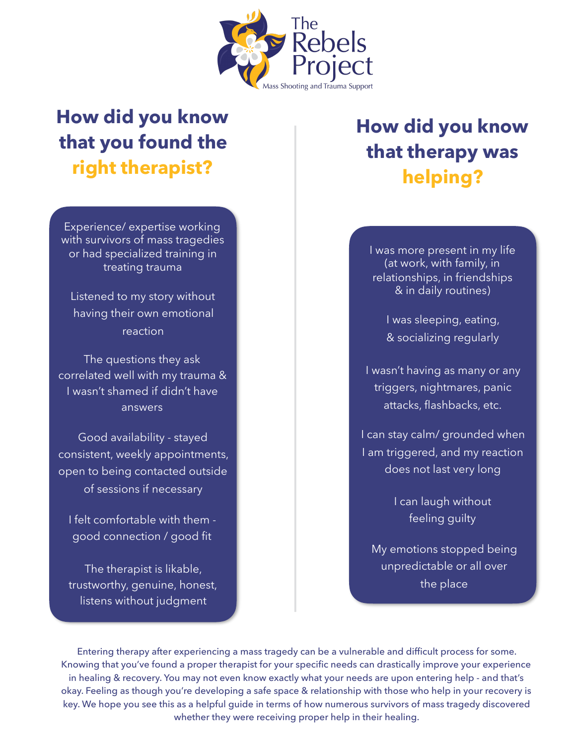The Rebels Project

Mass Shooting and Trauma Support

## How did you know that you found the right therapist?

Experience/ expertise working with survivors of mass tragedies or had specialized training in treating trauma

Listened to my story without having their own emotional reaction

The questions they ask correlated well with my trauma & I wasn't shamed if didn't have answers

Good availability - stayed consistent, weekly appointments, open to being contacted outside of sessions if necessary

I felt comfortable with them - good connection / good fit

The therapist is likable, trustworthy, genuine, honest, listens without judgment

## How did you know that therapy was helping?

I was more present in my life (at work, with family, in relationships, in friendships & in daily routines)

I was sleeping, eating, & socializing regularly

I wasn't having as many or any triggers, nightmares, panic attacks, flashbacks, etc.

I can stay calm/ grounded when I am triggered, and my reaction does not last very long

I can laugh without feeling guilty

My emotions stopped being unpredictable or all over the place

Entering therapy after experiencing a mass tragedy can be a vulnerable and difficult process for some. Knowing that you've found a proper therapist for your specific needs can drastically improve your experience in healing & recovery. You may not even know exactly what your needs are upon entering help - and that's okay. Feeling as though you're developing a safe space & relationship with those who help in your recovery is key. We hope you see this as a helpful guide in terms of how numerous survivors of mass tragedy discovered whether they were receiving proper help in their healing.